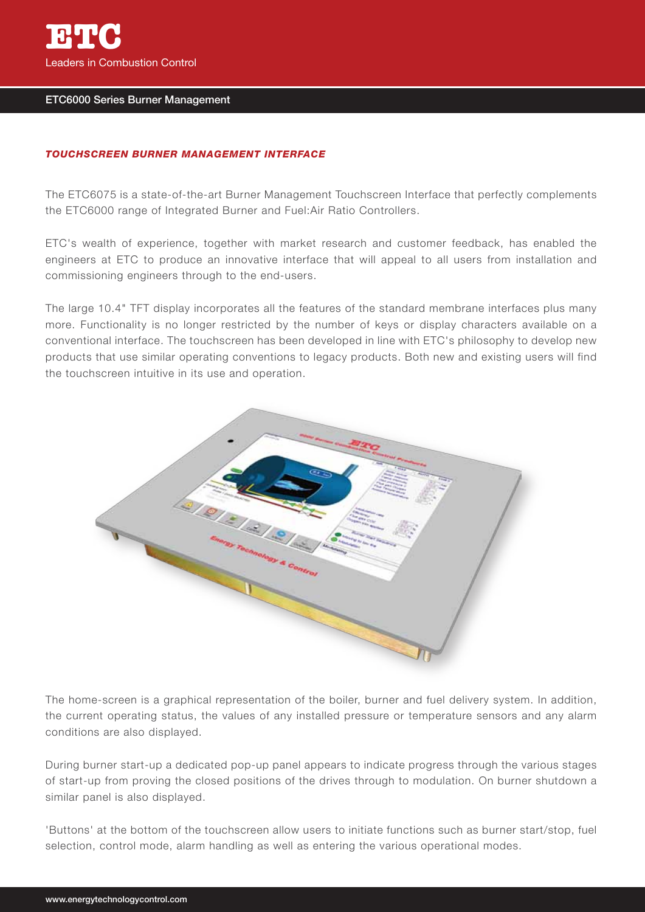# ETC

Leaders in Combustion Control

## ETC6000 Series Burner Management

### *TOUCHSCREEN BURNER MANAGEMENT INTERFACE*

The ETC6075 is a state-of-the-art Burner Management Touchscreen Interface that perfectly complements the ETC6000 range of Integrated Burner and Fuel:Air Ratio Controllers.

ETC's wealth of experience, together with market research and customer feedback, has enabled the engineers at ETC to produce an innovative interface that will appeal to all users from installation and commissioning engineers through to the end-users.

The large 10.4" TFT display incorporates all the features of the standard membrane interfaces plus many more. Functionality is no longer restricted by the number of keys or display characters available on a conventional interface. The touchscreen has been developed in line with ETC's philosophy to develop new products that use similar operating conventions to legacy products. Both new and existing users will find the touchscreen intuitive in its use and operation.

The home-screen is a graphical representation of the boiler, burner and fuel delivery system. In addition, the current operating status, the values of any installed pressure or temperature sensors and any alarm conditions are also displayed.

During burner start-up a dedicated pop-up panel appears to indicate progress through the various stages of start-up from proving the closed positions of the drives through to modulation. On burner shutdown a similar panel is also displayed.

'Buttons' at the bottom of the touchscreen allow users to initiate functions such as burner start/stop, fuel selection, control mode, alarm handling as well as entering the various operational modes.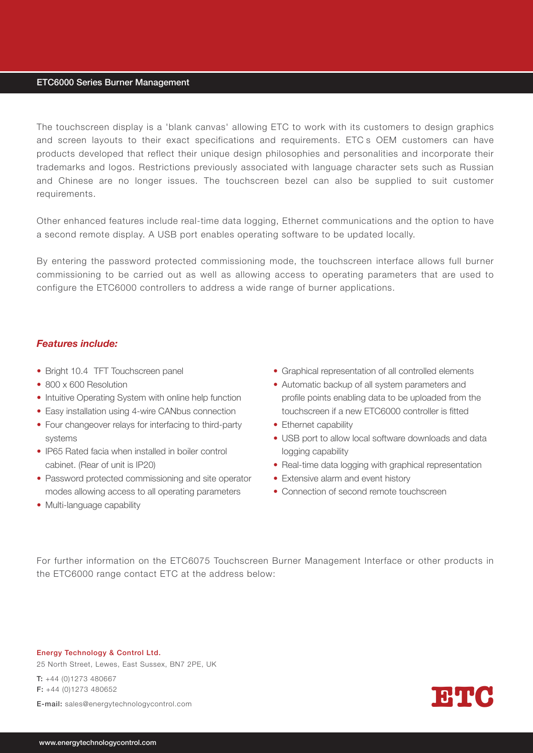The touchscreen display is a 'blank canvas' allowing ETC to work with its customers to design graphics and screen layouts to their exact specifications and requirements. ETC s OEM customers can have products developed that reflect their unique design philosophies and personalities and incorporate their trademarks and logos. Restrictions previously associated with language character sets such as Russian and Chinese are no longer issues. The touchscreen bezel can also be supplied to suit customer requirements.

Other enhanced features include real-time data logging, Ethernet communications and the option to have a second remote display. A USB port enables operating software to be updated locally.

By entering the password protected commissioning mode, the touchscreen interface allows full burner commissioning to be carried out as well as allowing access to operating parameters that are used to configure the ETC6000 controllers to address a wide range of burner applications.

### *Features include:*

- Bright 10.4 TFT Touchscreen panel
- 800 x 600 Resolution
- Intuitive Operating System with online help function
- Easy installation using 4-wire CANbus connection
- Four changeover relays for interfacing to third-party systems
- IP65 Rated facia when installed in boiler control cabinet. (Rear of unit is IP20)
- Password protected commissioning and site operator modes allowing access to all operating parameters
- Multi-language capability
- Graphical representation of all controlled elements
- Automatic backup of all system parameters and profile points enabling data to be uploaded from the touchscreen if a new ETC6000 controller is fitted
- Ethernet capability
- USB port to allow local software downloads and data logging capability
- Real-time data logging with graphical representation
- Extensive alarm and event history
- Connection of second remote touchscreen

For further information on the ETC6075 Touchscreen Burner Management Interface or other products in the ETC6000 range contact ETC at the address below:

**Energy Technology & Control Ltd.**
25 North Street, Lewes, East Sussex, BN7 2PE, UK

**T:** +44 (0)1273 480667
**F:** +44 (0)1273 480652

**E-mail:** sales@energytechnologycontrol.com

ETC

www.energytechnologycontrol.com